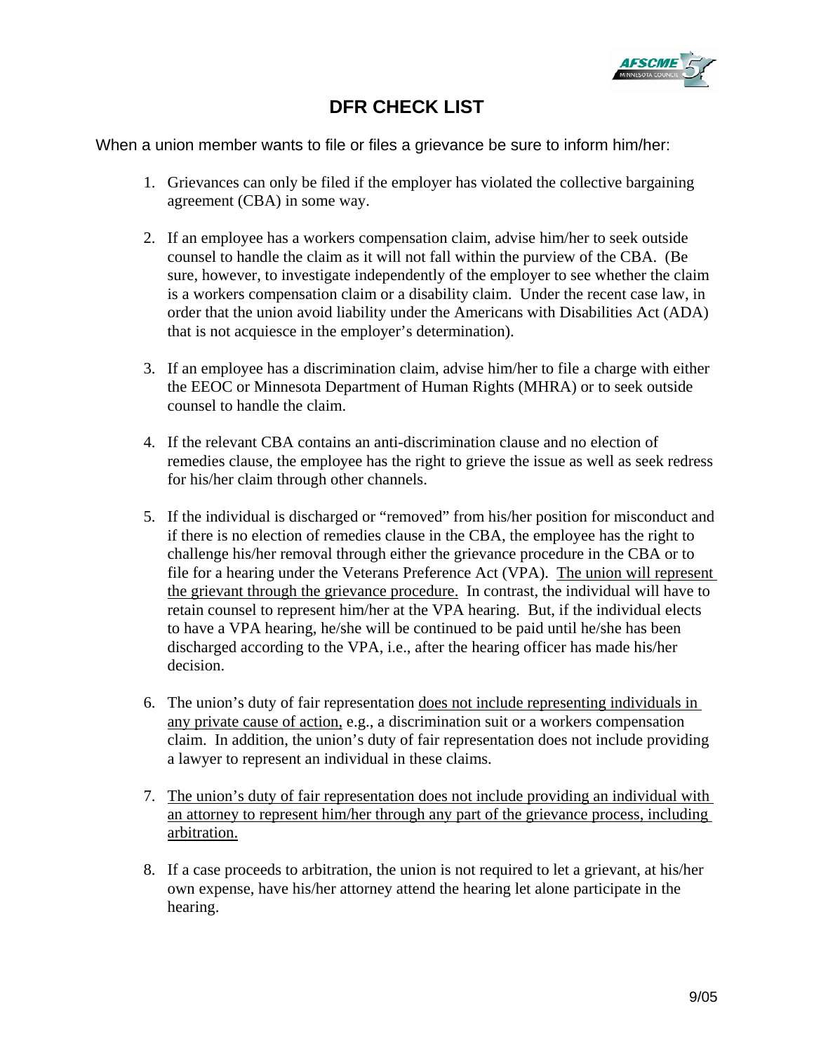# DFR CHECK LIST

When a union member wants to file or files a grievance be sure to inform him/her:

1. Grievances can only be filed if the employer has violated the collective bargaining agreement (CBA) in some way.

2. If an employee has a workers compensation claim, advise him/her to seek outside counsel to handle the claim as it will not fall within the purview of the CBA. (Be sure, however, to investigate independently of the employer to see whether the claim is a workers compensation claim or a disability claim. Under the recent case law, in order that the union avoid liability under the Americans with Disabilities Act (ADA) that is not acquiesce in the employer's determination).

3. If an employee has a discrimination claim, advise him/her to file a charge with either the EEOC or Minnesota Department of Human Rights (MHRA) or to seek outside counsel to handle the claim.

4. If the relevant CBA contains an anti-discrimination clause and no election of remedies clause, the employee has the right to grieve the issue as well as seek redress for his/her claim through other channels.

5. If the individual is discharged or "removed" from his/her position for misconduct and if there is no election of remedies clause in the CBA, the employee has the right to challenge his/her removal through either the grievance procedure in the CBA or to file for a hearing under the Veterans Preference Act (VPA). <u>The union will represent the grievant through the grievance procedure.</u> In contrast, the individual will have to retain counsel to represent him/her at the VPA hearing. But, if the individual elects to have a VPA hearing, he/she will be continued to be paid until he/she has been discharged according to the VPA, i.e., after the hearing officer has made his/her decision.

6. The union's duty of fair representation <u>does not include representing individuals in any private cause of action,</u> e.g., a discrimination suit or a workers compensation claim. In addition, the union's duty of fair representation does not include providing a lawyer to represent an individual in these claims.

7. <u>The union's duty of fair representation does not include providing an individual with an attorney to represent him/her through any part of the grievance process, including arbitration.</u>

8. If a case proceeds to arbitration, the union is not required to let a grievant, at his/her own expense, have his/her attorney attend the hearing let alone participate in the hearing.

9/05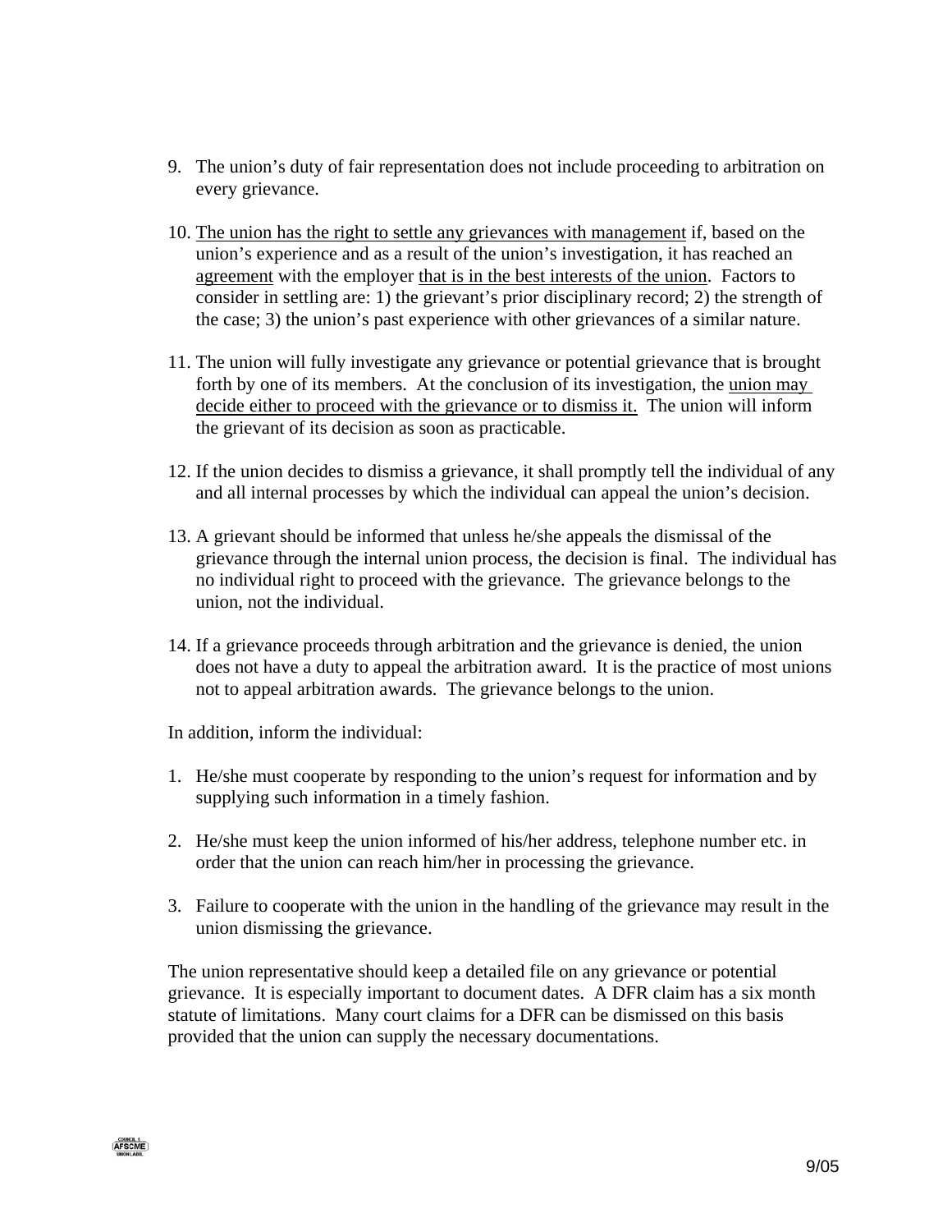9. The union's duty of fair representation does not include proceeding to arbitration on every grievance.

10. <u>The union has the right to settle any grievances with management</u> if, based on the union's experience and as a result of the union's investigation, it has reached an <u>agreement</u> with the employer <u>that is in the best interests of the union</u>. Factors to consider in settling are: 1) the grievant's prior disciplinary record; 2) the strength of the case; 3) the union's past experience with other grievances of a similar nature.

11. The union will fully investigate any grievance or potential grievance that is brought forth by one of its members. At the conclusion of its investigation, the <u>union may decide either to proceed with the grievance or to dismiss it.</u> The union will inform the grievant of its decision as soon as practicable.

12. If the union decides to dismiss a grievance, it shall promptly tell the individual of any and all internal processes by which the individual can appeal the union's decision.

13. A grievant should be informed that unless he/she appeals the dismissal of the grievance through the internal union process, the decision is final. The individual has no individual right to proceed with the grievance. The grievance belongs to the union, not the individual.

14. If a grievance proceeds through arbitration and the grievance is denied, the union does not have a duty to appeal the arbitration award. It is the practice of most unions not to appeal arbitration awards. The grievance belongs to the union.

In addition, inform the individual:

1. He/she must cooperate by responding to the union's request for information and by supplying such information in a timely fashion.

2. He/she must keep the union informed of his/her address, telephone number etc. in order that the union can reach him/her in processing the grievance.

3. Failure to cooperate with the union in the handling of the grievance may result in the union dismissing the grievance.

The union representative should keep a detailed file on any grievance or potential grievance. It is especially important to document dates. A DFR claim has a six month statute of limitations. Many court claims for a DFR can be dismissed on this basis provided that the union can supply the necessary documentations.